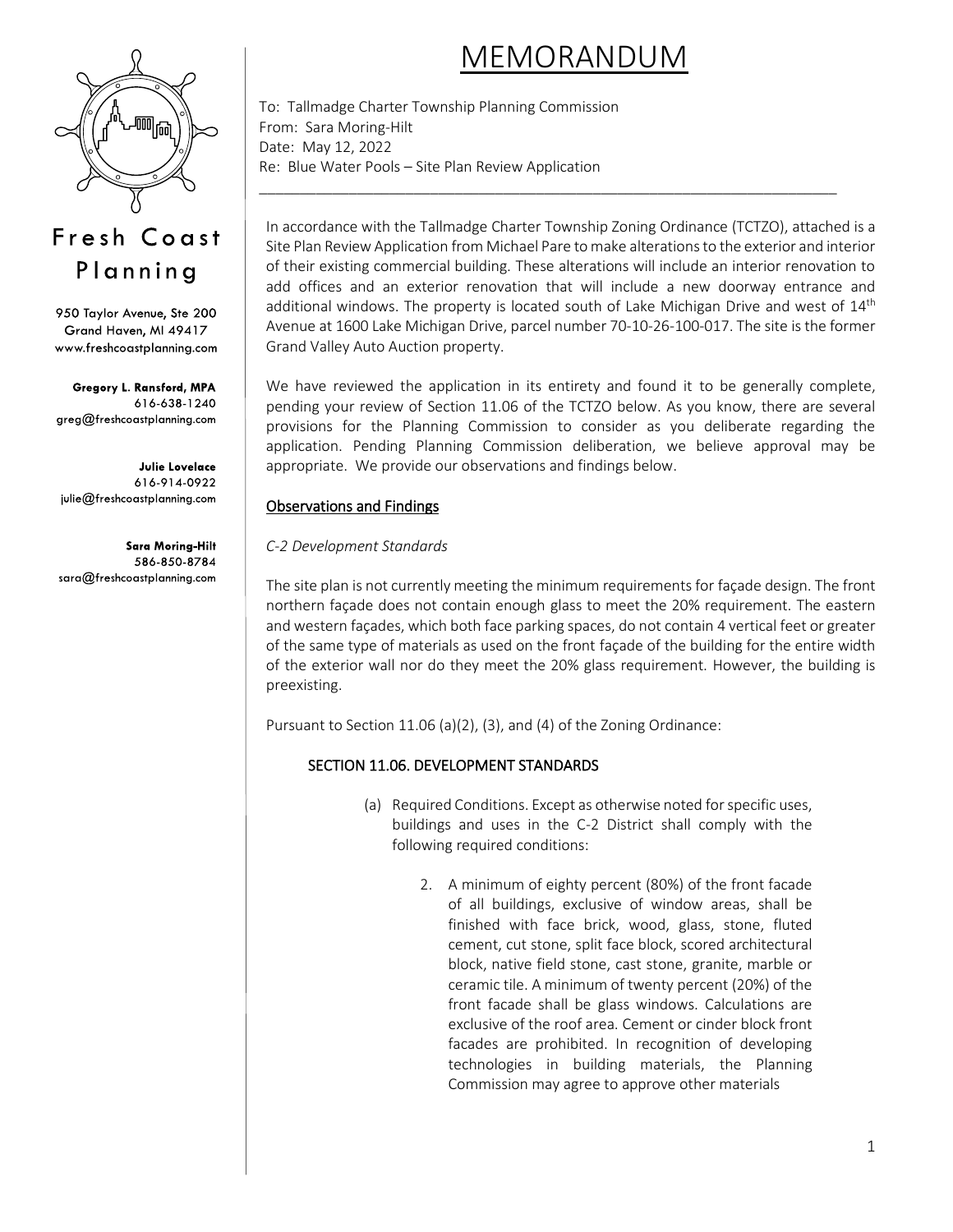# MEMORANDUM

To: Tallmadge Charter Township Planning Commission
From: Sara Moring-Hilt
Date: May 12, 2022
Re: Blue Water Pools – Site Plan Review Application

---

**Fresh Coast Planning**

950 Taylor Avenue, Ste 200
Grand Haven, MI 49417
www.freshcoastplanning.com

**Gregory L. Ransford, MPA**
616-638-1240
greg@freshcoastplanning.com

**Julie Lovelace**
616-914-0922
julie@freshcoastplanning.com

**Sara Moring-Hilt**
586-850-8784
sara@freshcoastplanning.com

In accordance with the Tallmadge Charter Township Zoning Ordinance (TCTZO), attached is a Site Plan Review Application from Michael Pare to make alterations to the exterior and interior of their existing commercial building. These alterations will include an interior renovation to add offices and an exterior renovation that will include a new doorway entrance and additional windows. The property is located south of Lake Michigan Drive and west of 14th Avenue at 1600 Lake Michigan Drive, parcel number 70-10-26-100-017. The site is the former Grand Valley Auto Auction property.

We have reviewed the application in its entirety and found it to be generally complete, pending your review of Section 11.06 of the TCTZO below. As you know, there are several provisions for the Planning Commission to consider as you deliberate regarding the application. Pending Planning Commission deliberation, we believe approval may be appropriate. We provide our observations and findings below.

## Observations and Findings

*C-2 Development Standards*

The site plan is not currently meeting the minimum requirements for façade design. The front northern façade does not contain enough glass to meet the 20% requirement. The eastern and western façades, which both face parking spaces, do not contain 4 vertical feet or greater of the same type of materials as used on the front façade of the building for the entire width of the exterior wall nor do they meet the 20% glass requirement. However, the building is preexisting.

Pursuant to Section 11.06 (a)(2), (3), and (4) of the Zoning Ordinance:

### SECTION 11.06. DEVELOPMENT STANDARDS

(a) Required Conditions. Except as otherwise noted for specific uses, buildings and uses in the C-2 District shall comply with the following required conditions:

2. A minimum of eighty percent (80%) of the front facade of all buildings, exclusive of window areas, shall be finished with face brick, wood, glass, stone, fluted cement, cut stone, split face block, scored architectural block, native field stone, cast stone, granite, marble or ceramic tile. A minimum of twenty percent (20%) of the front facade shall be glass windows. Calculations are exclusive of the roof area. Cement or cinder block front facades are prohibited. In recognition of developing technologies in building materials, the Planning Commission may agree to approve other materials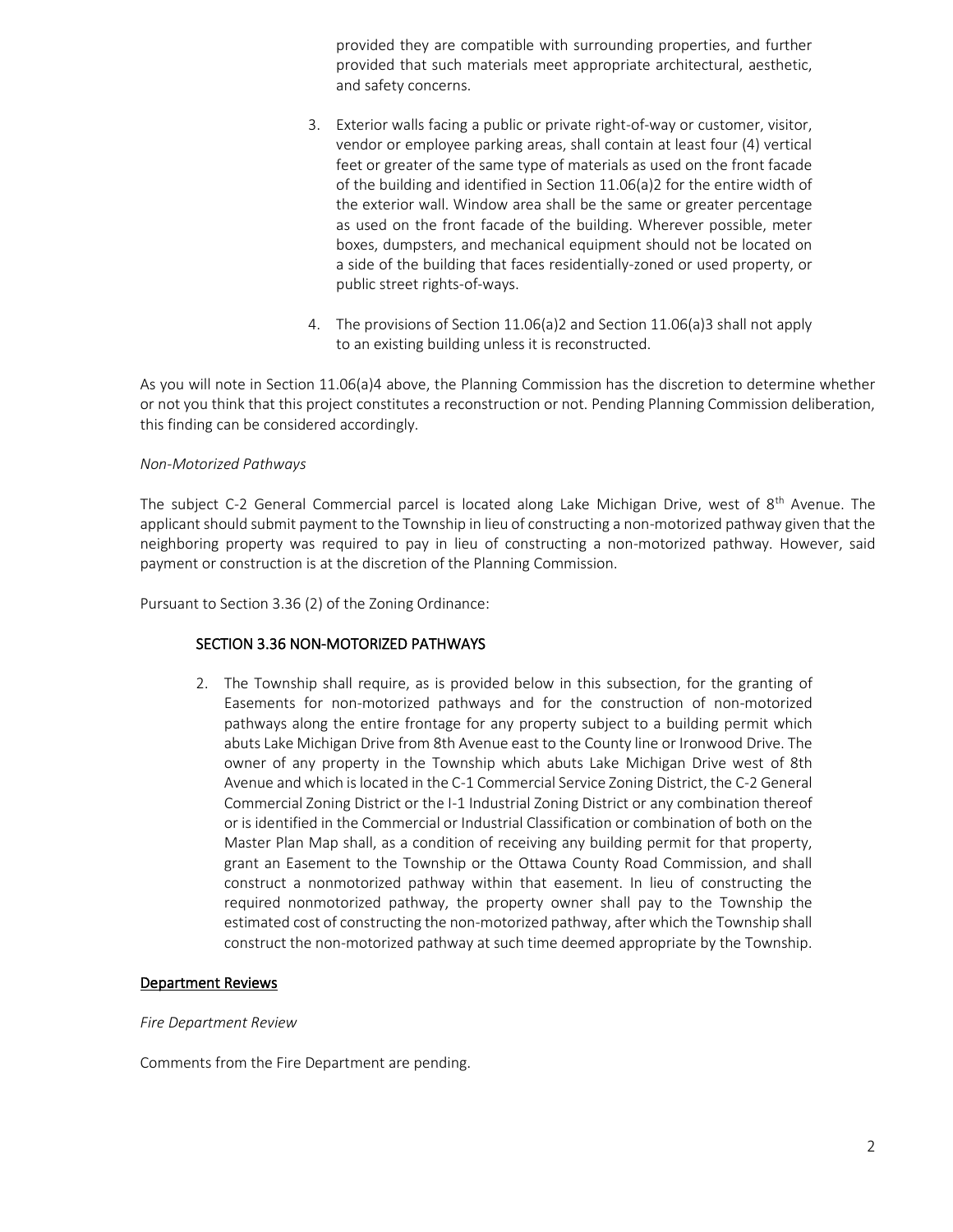provided they are compatible with surrounding properties, and further provided that such materials meet appropriate architectural, aesthetic, and safety concerns.

3. Exterior walls facing a public or private right-of-way or customer, visitor, vendor or employee parking areas, shall contain at least four (4) vertical feet or greater of the same type of materials as used on the front facade of the building and identified in Section 11.06(a)2 for the entire width of the exterior wall. Window area shall be the same or greater percentage as used on the front facade of the building. Wherever possible, meter boxes, dumpsters, and mechanical equipment should not be located on a side of the building that faces residentially-zoned or used property, or public street rights-of-ways.

4. The provisions of Section 11.06(a)2 and Section 11.06(a)3 shall not apply to an existing building unless it is reconstructed.

As you will note in Section 11.06(a)4 above, the Planning Commission has the discretion to determine whether or not you think that this project constitutes a reconstruction or not. Pending Planning Commission deliberation, this finding can be considered accordingly.

*Non-Motorized Pathways*

The subject C-2 General Commercial parcel is located along Lake Michigan Drive, west of 8th Avenue. The applicant should submit payment to the Township in lieu of constructing a non-motorized pathway given that the neighboring property was required to pay in lieu of constructing a non-motorized pathway. However, said payment or construction is at the discretion of the Planning Commission.

Pursuant to Section 3.36 (2) of the Zoning Ordinance:

<u>SECTION 3.36 NON-MOTORIZED PATHWAYS</u>

2. The Township shall require, as is provided below in this subsection, for the granting of Easements for non-motorized pathways and for the construction of non-motorized pathways along the entire frontage for any property subject to a building permit which abuts Lake Michigan Drive from 8th Avenue east to the County line or Ironwood Drive. The owner of any property in the Township which abuts Lake Michigan Drive west of 8th Avenue and which is located in the C-1 Commercial Service Zoning District, the C-2 General Commercial Zoning District or the I-1 Industrial Zoning District or any combination thereof or is identified in the Commercial or Industrial Classification or combination of both on the Master Plan Map shall, as a condition of receiving any building permit for that property, grant an Easement to the Township or the Ottawa County Road Commission, and shall construct a nonmotorized pathway within that easement. In lieu of constructing the required nonmotorized pathway, the property owner shall pay to the Township the estimated cost of constructing the non-motorized pathway, after which the Township shall construct the non-motorized pathway at such time deemed appropriate by the Township.

<u>Department Reviews</u>

*Fire Department Review*

Comments from the Fire Department are pending.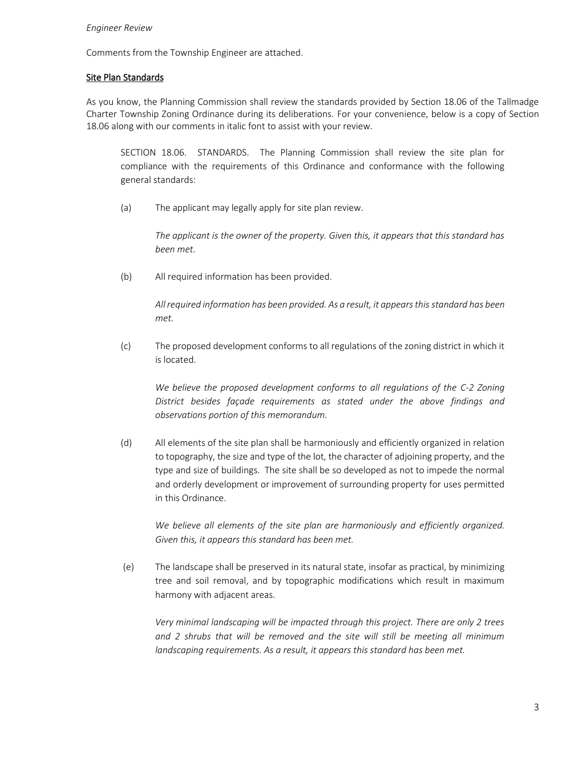*Engineer Review*

Comments from the Township Engineer are attached.

<u>Site Plan Standards</u>

As you know, the Planning Commission shall review the standards provided by Section 18.06 of the Tallmadge Charter Township Zoning Ordinance during its deliberations. For your convenience, below is a copy of Section 18.06 along with our comments in italic font to assist with your review.

> SECTION 18.06. STANDARDS. The Planning Commission shall review the site plan for compliance with the requirements of this Ordinance and conformance with the following general standards:
>
> (a) The applicant may legally apply for site plan review.
>
> *The applicant is the owner of the property. Given this, it appears that this standard has been met.*
>
> (b) All required information has been provided.
>
> *All required information has been provided. As a result, it appears this standard has been met.*
>
> (c) The proposed development conforms to all regulations of the zoning district in which it is located.
>
> *We believe the proposed development conforms to all regulations of the C-2 Zoning District besides façade requirements as stated under the above findings and observations portion of this memorandum.*
>
> (d) All elements of the site plan shall be harmoniously and efficiently organized in relation to topography, the size and type of the lot, the character of adjoining property, and the type and size of buildings. The site shall be so developed as not to impede the normal and orderly development or improvement of surrounding property for uses permitted in this Ordinance.
>
> *We believe all elements of the site plan are harmoniously and efficiently organized. Given this, it appears this standard has been met.*
>
> (e) The landscape shall be preserved in its natural state, insofar as practical, by minimizing tree and soil removal, and by topographic modifications which result in maximum harmony with adjacent areas.
>
> *Very minimal landscaping will be impacted through this project. There are only 2 trees and 2 shrubs that will be removed and the site will still be meeting all minimum landscaping requirements. As a result, it appears this standard has been met.*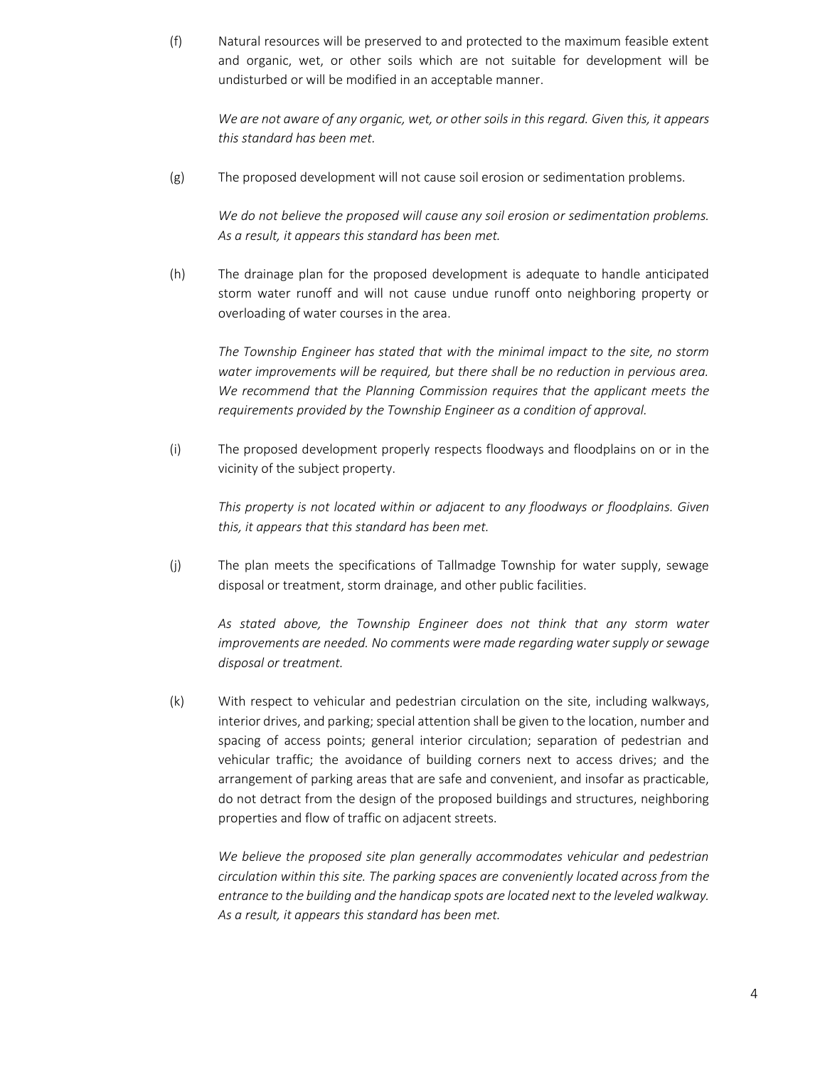(f) Natural resources will be preserved to and protected to the maximum feasible extent and organic, wet, or other soils which are not suitable for development will be undisturbed or will be modified in an acceptable manner.

*We are not aware of any organic, wet, or other soils in this regard. Given this, it appears this standard has been met.*

(g) The proposed development will not cause soil erosion or sedimentation problems.

*We do not believe the proposed will cause any soil erosion or sedimentation problems. As a result, it appears this standard has been met.*

(h) The drainage plan for the proposed development is adequate to handle anticipated storm water runoff and will not cause undue runoff onto neighboring property or overloading of water courses in the area.

*The Township Engineer has stated that with the minimal impact to the site, no storm water improvements will be required, but there shall be no reduction in pervious area. We recommend that the Planning Commission requires that the applicant meets the requirements provided by the Township Engineer as a condition of approval.*

(i) The proposed development properly respects floodways and floodplains on or in the vicinity of the subject property.

*This property is not located within or adjacent to any floodways or floodplains. Given this, it appears that this standard has been met.*

(j) The plan meets the specifications of Tallmadge Township for water supply, sewage disposal or treatment, storm drainage, and other public facilities.

*As stated above, the Township Engineer does not think that any storm water improvements are needed. No comments were made regarding water supply or sewage disposal or treatment.*

(k) With respect to vehicular and pedestrian circulation on the site, including walkways, interior drives, and parking; special attention shall be given to the location, number and spacing of access points; general interior circulation; separation of pedestrian and vehicular traffic; the avoidance of building corners next to access drives; and the arrangement of parking areas that are safe and convenient, and insofar as practicable, do not detract from the design of the proposed buildings and structures, neighboring properties and flow of traffic on adjacent streets.

*We believe the proposed site plan generally accommodates vehicular and pedestrian circulation within this site. The parking spaces are conveniently located across from the entrance to the building and the handicap spots are located next to the leveled walkway. As a result, it appears this standard has been met.*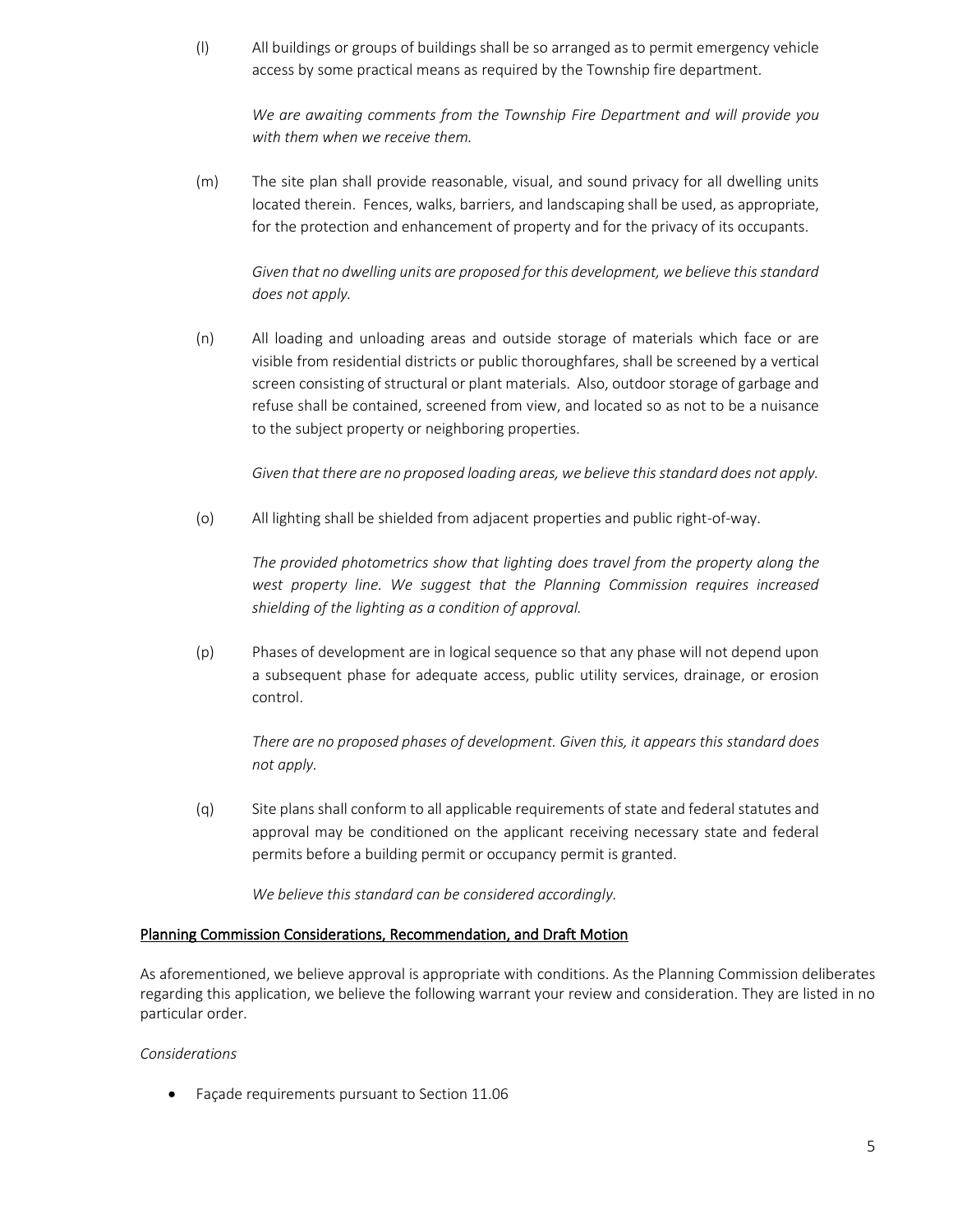(l) All buildings or groups of buildings shall be so arranged as to permit emergency vehicle access by some practical means as required by the Township fire department.

*We are awaiting comments from the Township Fire Department and will provide you with them when we receive them.*

(m) The site plan shall provide reasonable, visual, and sound privacy for all dwelling units located therein. Fences, walks, barriers, and landscaping shall be used, as appropriate, for the protection and enhancement of property and for the privacy of its occupants.

*Given that no dwelling units are proposed for this development, we believe this standard does not apply.*

(n) All loading and unloading areas and outside storage of materials which face or are visible from residential districts or public thoroughfares, shall be screened by a vertical screen consisting of structural or plant materials. Also, outdoor storage of garbage and refuse shall be contained, screened from view, and located so as not to be a nuisance to the subject property or neighboring properties.

*Given that there are no proposed loading areas, we believe this standard does not apply.*

(o) All lighting shall be shielded from adjacent properties and public right-of-way.

*The provided photometrics show that lighting does travel from the property along the west property line. We suggest that the Planning Commission requires increased shielding of the lighting as a condition of approval.*

(p) Phases of development are in logical sequence so that any phase will not depend upon a subsequent phase for adequate access, public utility services, drainage, or erosion control.

*There are no proposed phases of development. Given this, it appears this standard does not apply.*

(q) Site plans shall conform to all applicable requirements of state and federal statutes and approval may be conditioned on the applicant receiving necessary state and federal permits before a building permit or occupancy permit is granted.

*We believe this standard can be considered accordingly.*

## Planning Commission Considerations, Recommendation, and Draft Motion

As aforementioned, we believe approval is appropriate with conditions. As the Planning Commission deliberates regarding this application, we believe the following warrant your review and consideration. They are listed in no particular order.

*Considerations*

- Façade requirements pursuant to Section 11.06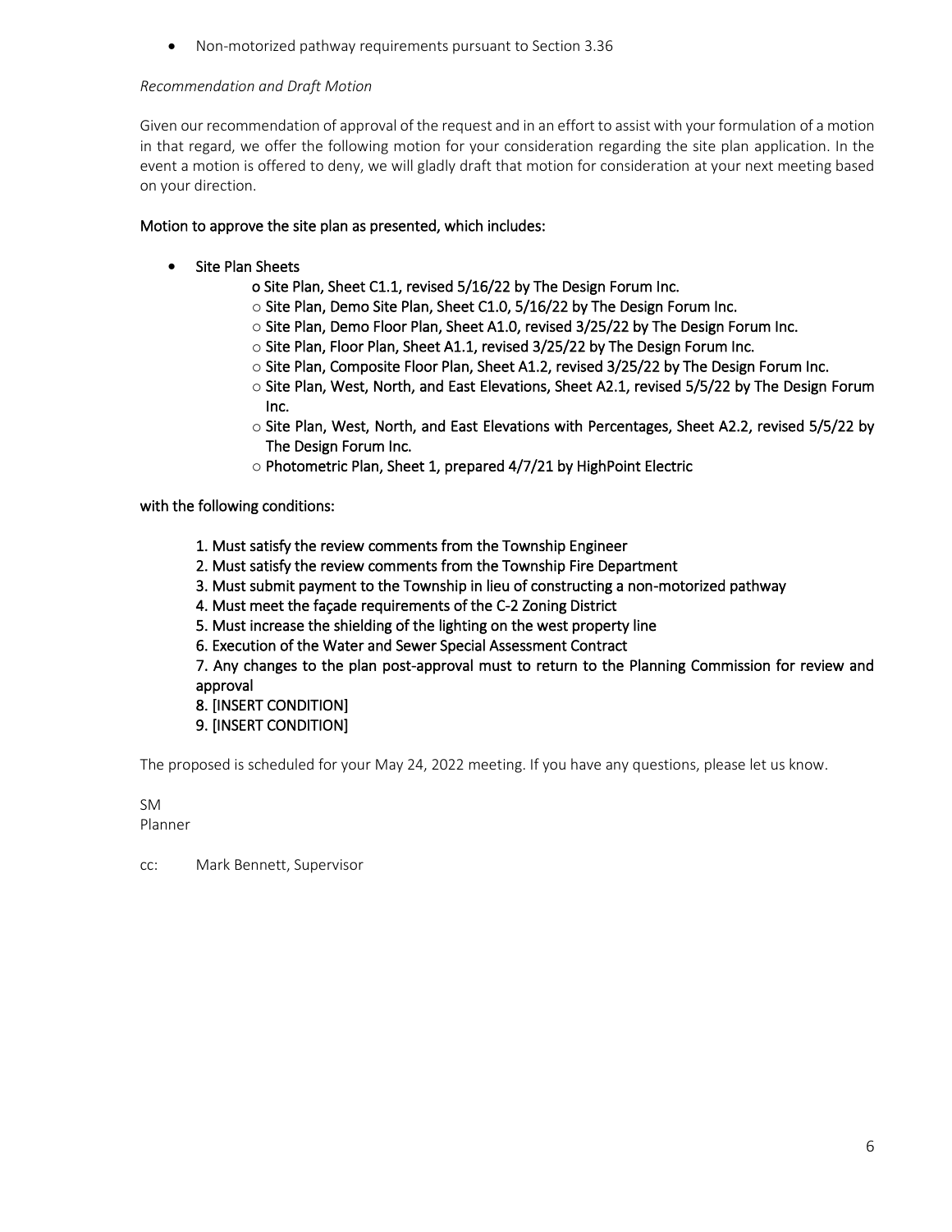- Non-motorized pathway requirements pursuant to Section 3.36

*Recommendation and Draft Motion*

Given our recommendation of approval of the request and in an effort to assist with your formulation of a motion in that regard, we offer the following motion for your consideration regarding the site plan application. In the event a motion is offered to deny, we will gladly draft that motion for consideration at your next meeting based on your direction.

Motion to approve the site plan as presented, which includes:

- Site Plan Sheets
  - Site Plan, Sheet C1.1, revised 5/16/22 by The Design Forum Inc.
  - Site Plan, Demo Site Plan, Sheet C1.0, 5/16/22 by The Design Forum Inc.
  - Site Plan, Demo Floor Plan, Sheet A1.0, revised 3/25/22 by The Design Forum Inc.
  - Site Plan, Floor Plan, Sheet A1.1, revised 3/25/22 by The Design Forum Inc.
  - Site Plan, Composite Floor Plan, Sheet A1.2, revised 3/25/22 by The Design Forum Inc.
  - Site Plan, West, North, and East Elevations, Sheet A2.1, revised 5/5/22 by The Design Forum Inc.
  - Site Plan, West, North, and East Elevations with Percentages, Sheet A2.2, revised 5/5/22 by The Design Forum Inc.
  - Photometric Plan, Sheet 1, prepared 4/7/21 by HighPoint Electric

with the following conditions:

1. Must satisfy the review comments from the Township Engineer
2. Must satisfy the review comments from the Township Fire Department
3. Must submit payment to the Township in lieu of constructing a non-motorized pathway
4. Must meet the façade requirements of the C-2 Zoning District
5. Must increase the shielding of the lighting on the west property line
6. Execution of the Water and Sewer Special Assessment Contract
7. Any changes to the plan post-approval must to return to the Planning Commission for review and approval
8. [INSERT CONDITION]
9. [INSERT CONDITION]

The proposed is scheduled for your May 24, 2022 meeting. If you have any questions, please let us know.

SM
Planner

cc: Mark Bennett, Supervisor